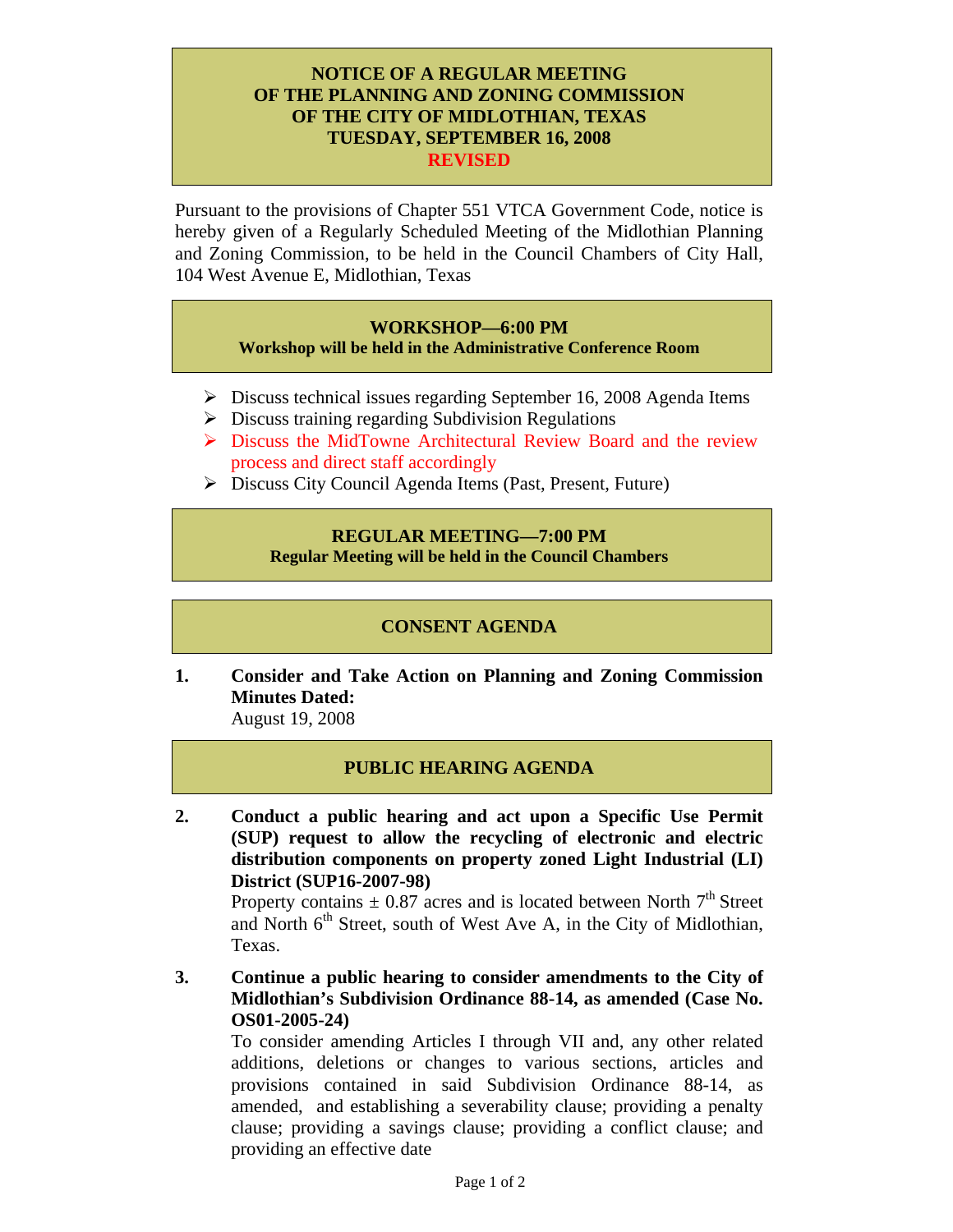# NOTICE OF A REGULAR MEETING OF THE PLANNING AND ZONING COMMISSION OF THE CITY OF MIDLOTHIAN, TEXAS TUESDAY, SEPTEMBER 16, 2008

**REVISED**

Pursuant to the provisions of Chapter 551 VTCA Government Code, notice is hereby given of a Regularly Scheduled Meeting of the Midlothian Planning and Zoning Commission, to be held in the Council Chambers of City Hall, 104 West Avenue E, Midlothian, Texas

## WORKSHOP—6:00 PM

**Workshop will be held in the Administrative Conference Room**

- Discuss technical issues regarding September 16, 2008 Agenda Items
- Discuss training regarding Subdivision Regulations
- Discuss the MidTowne Architectural Review Board and the review process and direct staff accordingly
- Discuss City Council Agenda Items (Past, Present, Future)

## REGULAR MEETING—7:00 PM

**Regular Meeting will be held in the Council Chambers**

## CONSENT AGENDA

1. **Consider and Take Action on Planning and Zoning Commission Minutes Dated:**
   August 19, 2008

## PUBLIC HEARING AGENDA

2. **Conduct a public hearing and act upon a Specific Use Permit (SUP) request to allow the recycling of electronic and electric distribution components on property zoned Light Industrial (LI) District (SUP16-2007-98)**
   Property contains ± 0.87 acres and is located between North 7th Street and North 6th Street, south of West Ave A, in the City of Midlothian, Texas.

3. **Continue a public hearing to consider amendments to the City of Midlothian's Subdivision Ordinance 88-14, as amended (Case No. OS01-2005-24)**
   To consider amending Articles I through VII and, any other related additions, deletions or changes to various sections, articles and provisions contained in said Subdivision Ordinance 88-14, as amended, and establishing a severability clause; providing a penalty clause; providing a savings clause; providing a conflict clause; and providing an effective date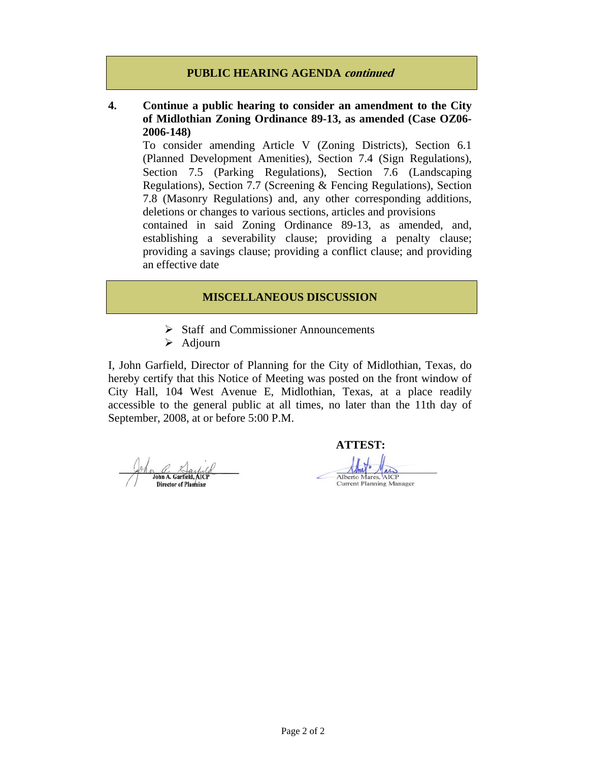## PUBLIC HEARING AGENDA *continued*

**4. Continue a public hearing to consider an amendment to the City of Midlothian Zoning Ordinance 89-13, as amended (Case OZ06-2006-148)**

To consider amending Article V (Zoning Districts), Section 6.1 (Planned Development Amenities), Section 7.4 (Sign Regulations), Section 7.5 (Parking Regulations), Section 7.6 (Landscaping Regulations), Section 7.7 (Screening & Fencing Regulations), Section 7.8 (Masonry Regulations) and, any other corresponding additions, deletions or changes to various sections, articles and provisions contained in said Zoning Ordinance 89-13, as amended, and, establishing a severability clause; providing a penalty clause; providing a savings clause; providing a conflict clause; and providing an effective date

## MISCELLANEOUS DISCUSSION

- Staff and Commissioner Announcements
- Adjourn

I, John Garfield, Director of Planning for the City of Midlothian, Texas, do hereby certify that this Notice of Meeting was posted on the front window of City Hall, 104 West Avenue E, Midlothian, Texas, at a place readily accessible to the general public at all times, no later than the 11th day of September, 2008, at or before 5:00 P.M.

John A. Garfield, AICP
Director of Planning

**ATTEST:**

Alberto Mares, AICP
Current Planning Manager